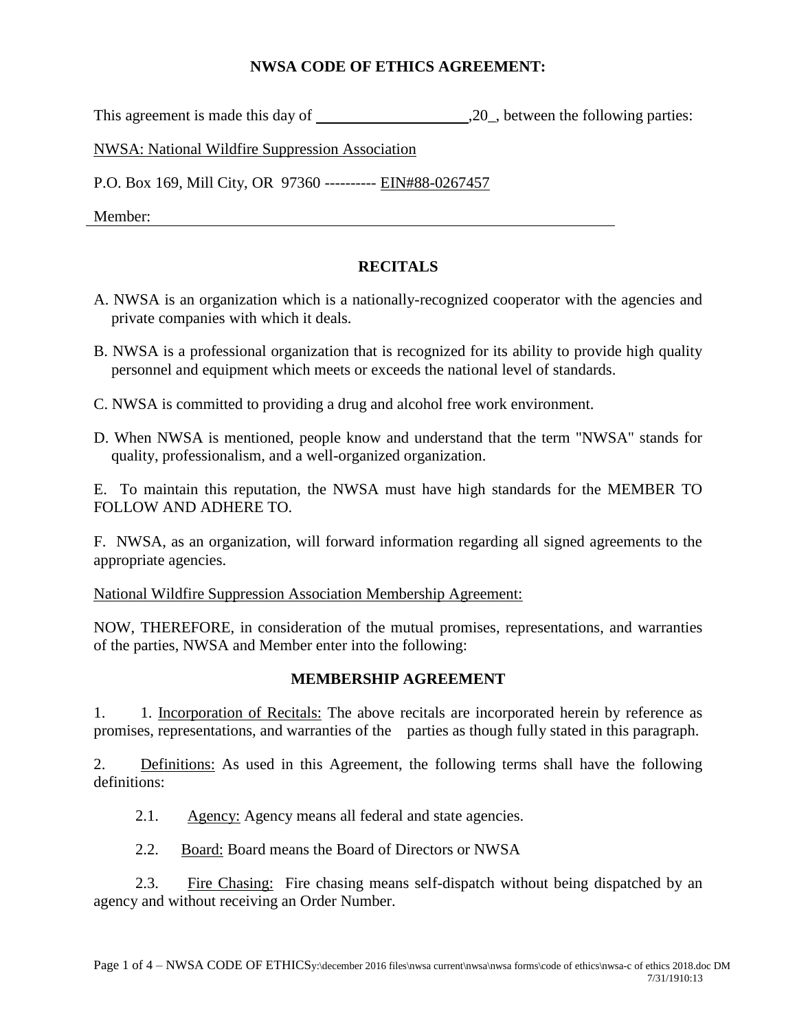# NWSA CODE OF ETHICS AGREEMENT:

This agreement is made this day of ____________________,20_, between the following parties:

NWSA: National Wildfire Suppression Association

P.O. Box 169, Mill City, OR 97360 ---------- EIN#88-0267457

Member: ________________________________________________________________

## RECITALS

A. NWSA is an organization which is a nationally-recognized cooperator with the agencies and private companies with which it deals.

B. NWSA is a professional organization that is recognized for its ability to provide high quality personnel and equipment which meets or exceeds the national level of standards.

C. NWSA is committed to providing a drug and alcohol free work environment.

D. When NWSA is mentioned, people know and understand that the term "NWSA" stands for quality, professionalism, and a well-organized organization.

E. To maintain this reputation, the NWSA must have high standards for the MEMBER TO FOLLOW AND ADHERE TO.

F. NWSA, as an organization, will forward information regarding all signed agreements to the appropriate agencies.

National Wildfire Suppression Association Membership Agreement:

NOW, THEREFORE, in consideration of the mutual promises, representations, and warranties of the parties, NWSA and Member enter into the following:

## MEMBERSHIP AGREEMENT

1. 1. Incorporation of Recitals: The above recitals are incorporated herein by reference as promises, representations, and warranties of the parties as though fully stated in this paragraph.

2. Definitions: As used in this Agreement, the following terms shall have the following definitions:

   2.1. Agency: Agency means all federal and state agencies.

   2.2. Board: Board means the Board of Directors or NWSA

   2.3. Fire Chasing: Fire chasing means self-dispatch without being dispatched by an agency and without receiving an Order Number.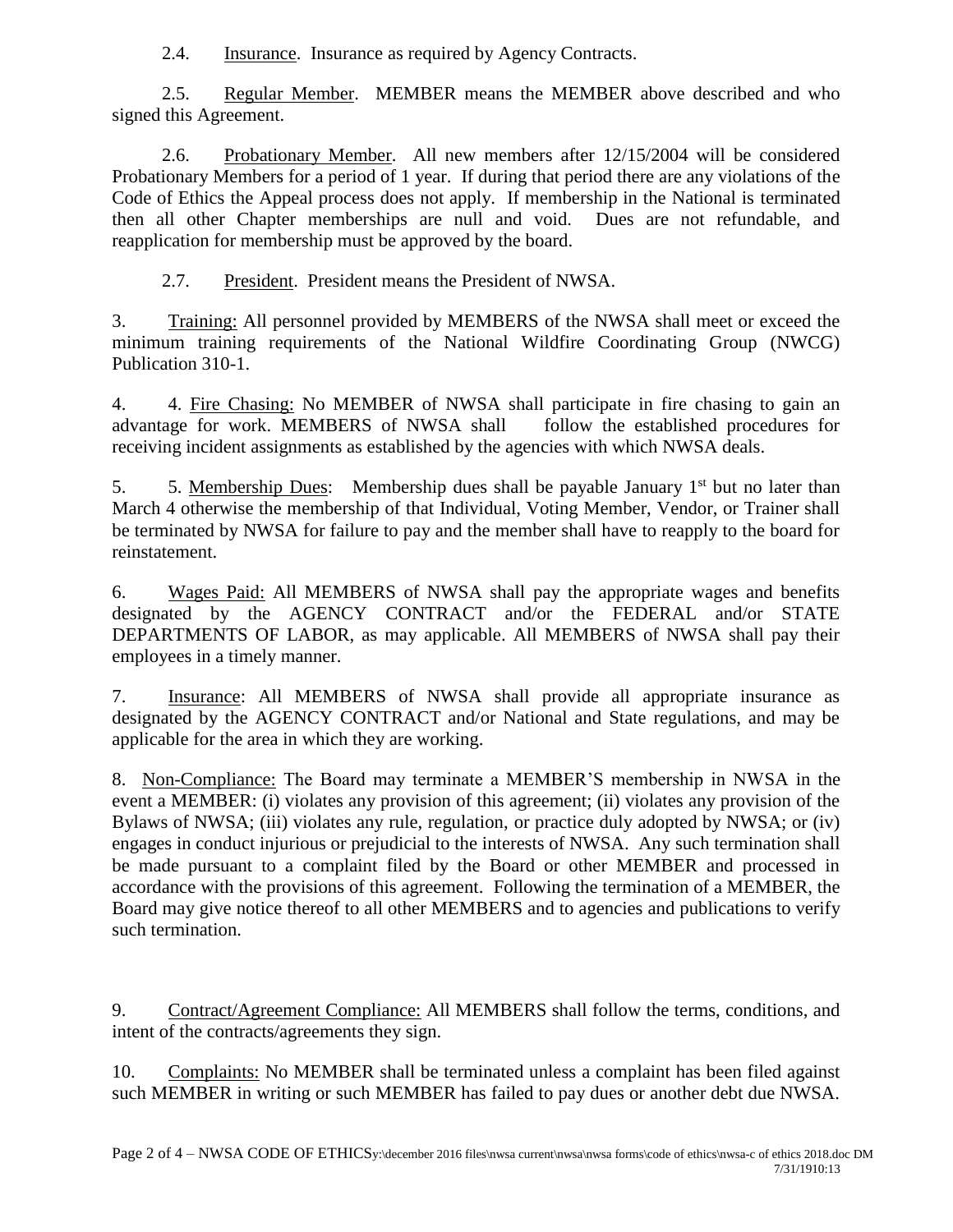2.4. Insurance. Insurance as required by Agency Contracts.

2.5. Regular Member. MEMBER means the MEMBER above described and who signed this Agreement.

2.6. Probationary Member. All new members after 12/15/2004 will be considered Probationary Members for a period of 1 year. If during that period there are any violations of the Code of Ethics the Appeal process does not apply. If membership in the National is terminated then all other Chapter memberships are null and void. Dues are not refundable, and reapplication for membership must be approved by the board.

2.7. President. President means the President of NWSA.

3. Training: All personnel provided by MEMBERS of the NWSA shall meet or exceed the minimum training requirements of the National Wildfire Coordinating Group (NWCG) Publication 310-1.

4. 4. Fire Chasing: No MEMBER of NWSA shall participate in fire chasing to gain an advantage for work. MEMBERS of NWSA shall follow the established procedures for receiving incident assignments as established by the agencies with which NWSA deals.

5. 5. Membership Dues: Membership dues shall be payable January 1st but no later than March 4 otherwise the membership of that Individual, Voting Member, Vendor, or Trainer shall be terminated by NWSA for failure to pay and the member shall have to reapply to the board for reinstatement.

6. Wages Paid: All MEMBERS of NWSA shall pay the appropriate wages and benefits designated by the AGENCY CONTRACT and/or the FEDERAL and/or STATE DEPARTMENTS OF LABOR, as may applicable. All MEMBERS of NWSA shall pay their employees in a timely manner.

7. Insurance: All MEMBERS of NWSA shall provide all appropriate insurance as designated by the AGENCY CONTRACT and/or National and State regulations, and may be applicable for the area in which they are working.

8. Non-Compliance: The Board may terminate a MEMBER'S membership in NWSA in the event a MEMBER: (i) violates any provision of this agreement; (ii) violates any provision of the Bylaws of NWSA; (iii) violates any rule, regulation, or practice duly adopted by NWSA; or (iv) engages in conduct injurious or prejudicial to the interests of NWSA. Any such termination shall be made pursuant to a complaint filed by the Board or other MEMBER and processed in accordance with the provisions of this agreement. Following the termination of a MEMBER, the Board may give notice thereof to all other MEMBERS and to agencies and publications to verify such termination.

9. Contract/Agreement Compliance: All MEMBERS shall follow the terms, conditions, and intent of the contracts/agreements they sign.

10. Complaints: No MEMBER shall be terminated unless a complaint has been filed against such MEMBER in writing or such MEMBER has failed to pay dues or another debt due NWSA.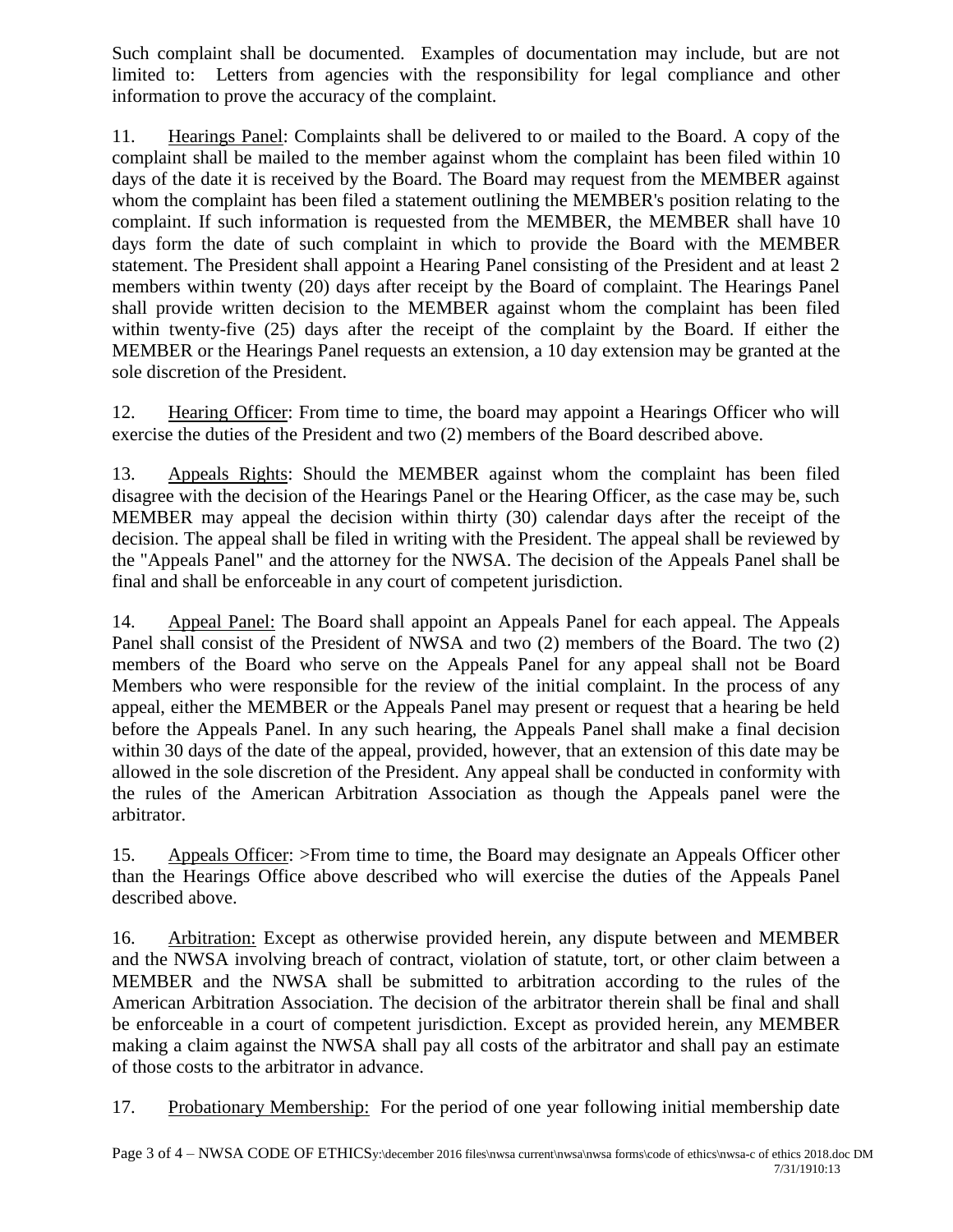Such complaint shall be documented. Examples of documentation may include, but are not limited to: Letters from agencies with the responsibility for legal compliance and other information to prove the accuracy of the complaint.

11. Hearings Panel: Complaints shall be delivered to or mailed to the Board. A copy of the complaint shall be mailed to the member against whom the complaint has been filed within 10 days of the date it is received by the Board. The Board may request from the MEMBER against whom the complaint has been filed a statement outlining the MEMBER's position relating to the complaint. If such information is requested from the MEMBER, the MEMBER shall have 10 days form the date of such complaint in which to provide the Board with the MEMBER statement. The President shall appoint a Hearing Panel consisting of the President and at least 2 members within twenty (20) days after receipt by the Board of complaint. The Hearings Panel shall provide written decision to the MEMBER against whom the complaint has been filed within twenty-five (25) days after the receipt of the complaint by the Board. If either the MEMBER or the Hearings Panel requests an extension, a 10 day extension may be granted at the sole discretion of the President.

12. Hearing Officer: From time to time, the board may appoint a Hearings Officer who will exercise the duties of the President and two (2) members of the Board described above.

13. Appeals Rights: Should the MEMBER against whom the complaint has been filed disagree with the decision of the Hearings Panel or the Hearing Officer, as the case may be, such MEMBER may appeal the decision within thirty (30) calendar days after the receipt of the decision. The appeal shall be filed in writing with the President. The appeal shall be reviewed by the "Appeals Panel" and the attorney for the NWSA. The decision of the Appeals Panel shall be final and shall be enforceable in any court of competent jurisdiction.

14. Appeal Panel: The Board shall appoint an Appeals Panel for each appeal. The Appeals Panel shall consist of the President of NWSA and two (2) members of the Board. The two (2) members of the Board who serve on the Appeals Panel for any appeal shall not be Board Members who were responsible for the review of the initial complaint. In the process of any appeal, either the MEMBER or the Appeals Panel may present or request that a hearing be held before the Appeals Panel. In any such hearing, the Appeals Panel shall make a final decision within 30 days of the date of the appeal, provided, however, that an extension of this date may be allowed in the sole discretion of the President. Any appeal shall be conducted in conformity with the rules of the American Arbitration Association as though the Appeals panel were the arbitrator.

15. Appeals Officer: >From time to time, the Board may designate an Appeals Officer other than the Hearings Office above described who will exercise the duties of the Appeals Panel described above.

16. Arbitration: Except as otherwise provided herein, any dispute between and MEMBER and the NWSA involving breach of contract, violation of statute, tort, or other claim between a MEMBER and the NWSA shall be submitted to arbitration according to the rules of the American Arbitration Association. The decision of the arbitrator therein shall be final and shall be enforceable in a court of competent jurisdiction. Except as provided herein, any MEMBER making a claim against the NWSA shall pay all costs of the arbitrator and shall pay an estimate of those costs to the arbitrator in advance.

17. Probationary Membership: For the period of one year following initial membership date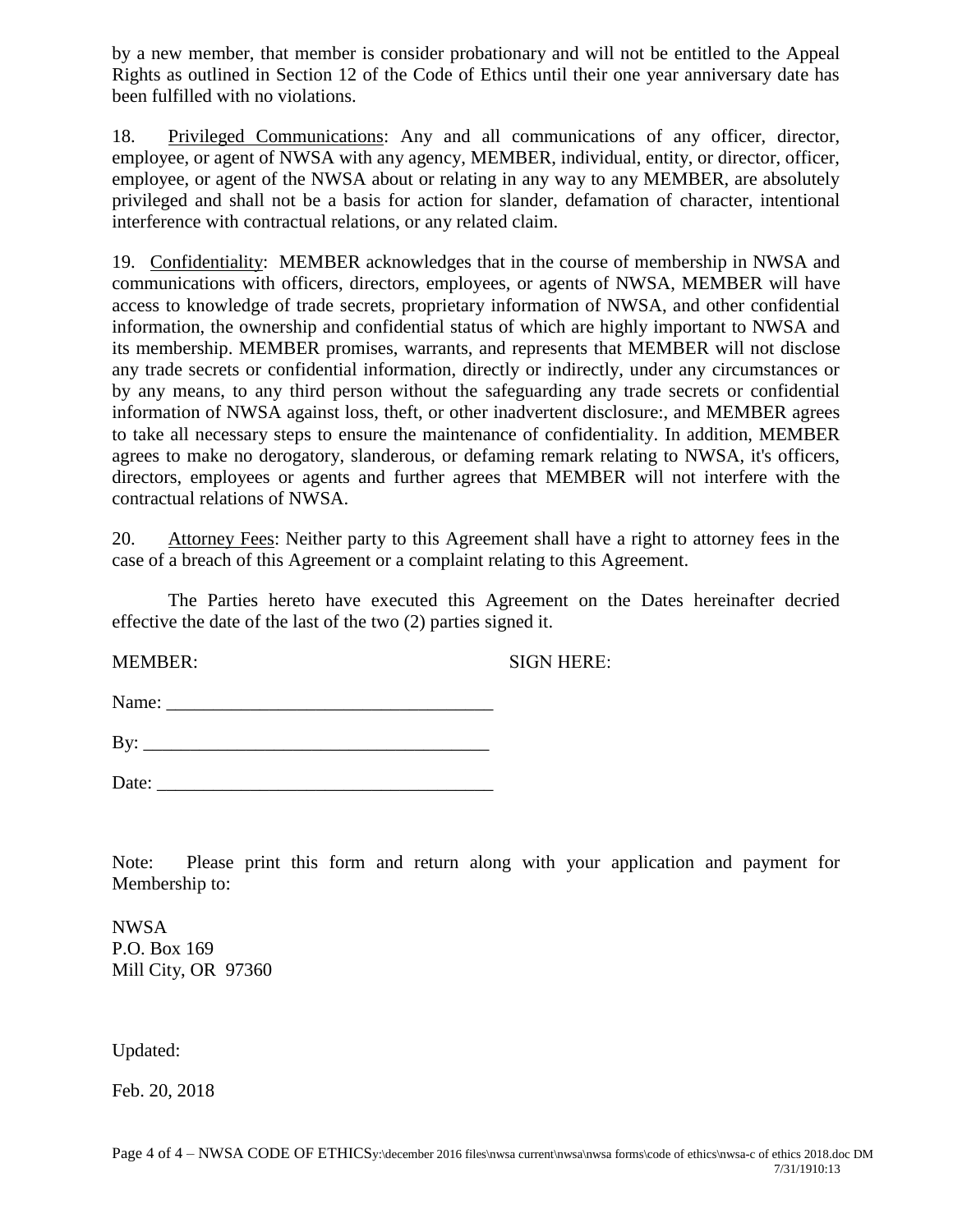by a new member, that member is consider probationary and will not be entitled to the Appeal Rights as outlined in Section 12 of the Code of Ethics until their one year anniversary date has been fulfilled with no violations.

18. Privileged Communications: Any and all communications of any officer, director, employee, or agent of NWSA with any agency, MEMBER, individual, entity, or director, officer, employee, or agent of the NWSA about or relating in any way to any MEMBER, are absolutely privileged and shall not be a basis for action for slander, defamation of character, intentional interference with contractual relations, or any related claim.

19. Confidentiality: MEMBER acknowledges that in the course of membership in NWSA and communications with officers, directors, employees, or agents of NWSA, MEMBER will have access to knowledge of trade secrets, proprietary information of NWSA, and other confidential information, the ownership and confidential status of which are highly important to NWSA and its membership. MEMBER promises, warrants, and represents that MEMBER will not disclose any trade secrets or confidential information, directly or indirectly, under any circumstances or by any means, to any third person without the safeguarding any trade secrets or confidential information of NWSA against loss, theft, or other inadvertent disclosure:, and MEMBER agrees to take all necessary steps to ensure the maintenance of confidentiality. In addition, MEMBER agrees to make no derogatory, slanderous, or defaming remark relating to NWSA, it's officers, directors, employees or agents and further agrees that MEMBER will not interfere with the contractual relations of NWSA.

20. Attorney Fees: Neither party to this Agreement shall have a right to attorney fees in the case of a breach of this Agreement or a complaint relating to this Agreement.

The Parties hereto have executed this Agreement on the Dates hereinafter decried effective the date of the last of the two (2) parties signed it.

MEMBER: SIGN HERE:

Name: ___________________________________

By: ____________________________________

Date: ___________________________________

Note: Please print this form and return along with your application and payment for Membership to:

NWSA
P.O. Box 169
Mill City, OR 97360

Updated:

Feb. 20, 2018